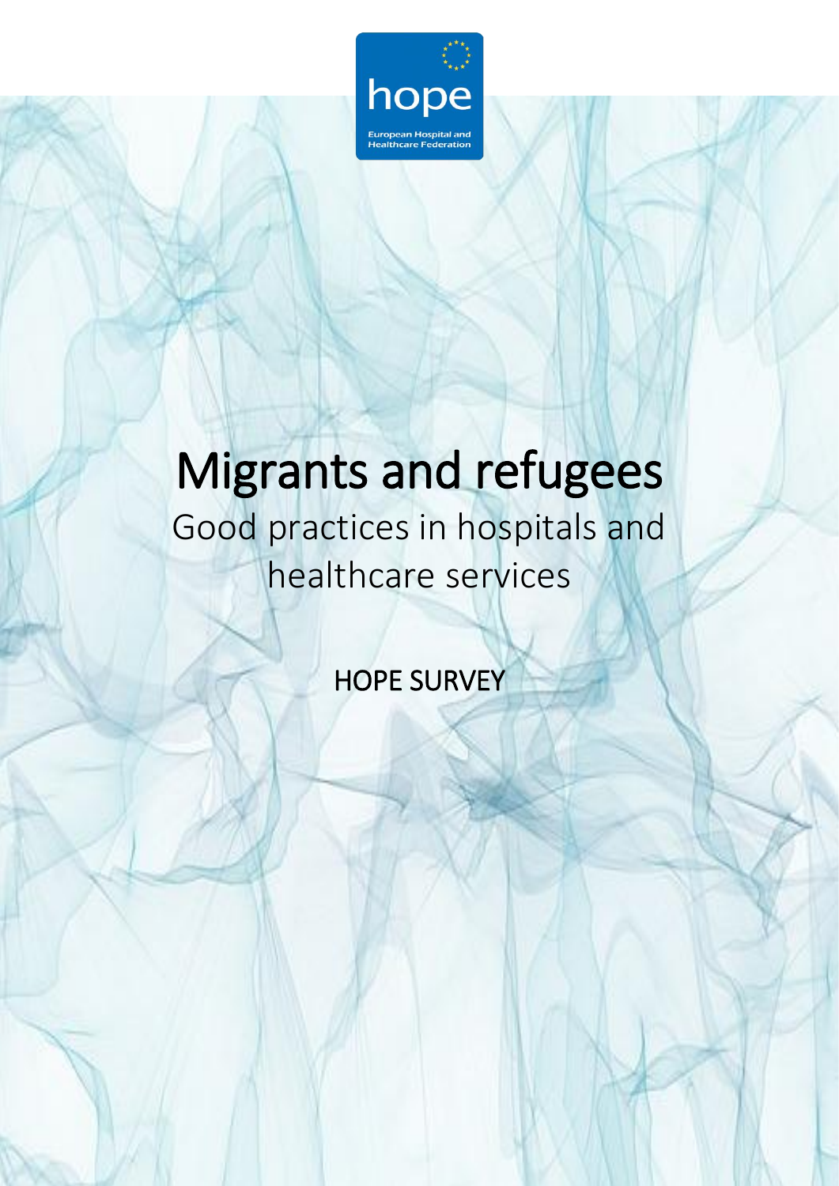hope

European Hospital and Healthcare Federation

# Migrants and refugees

## Good practices in hospitals and healthcare services

HOPE SURVEY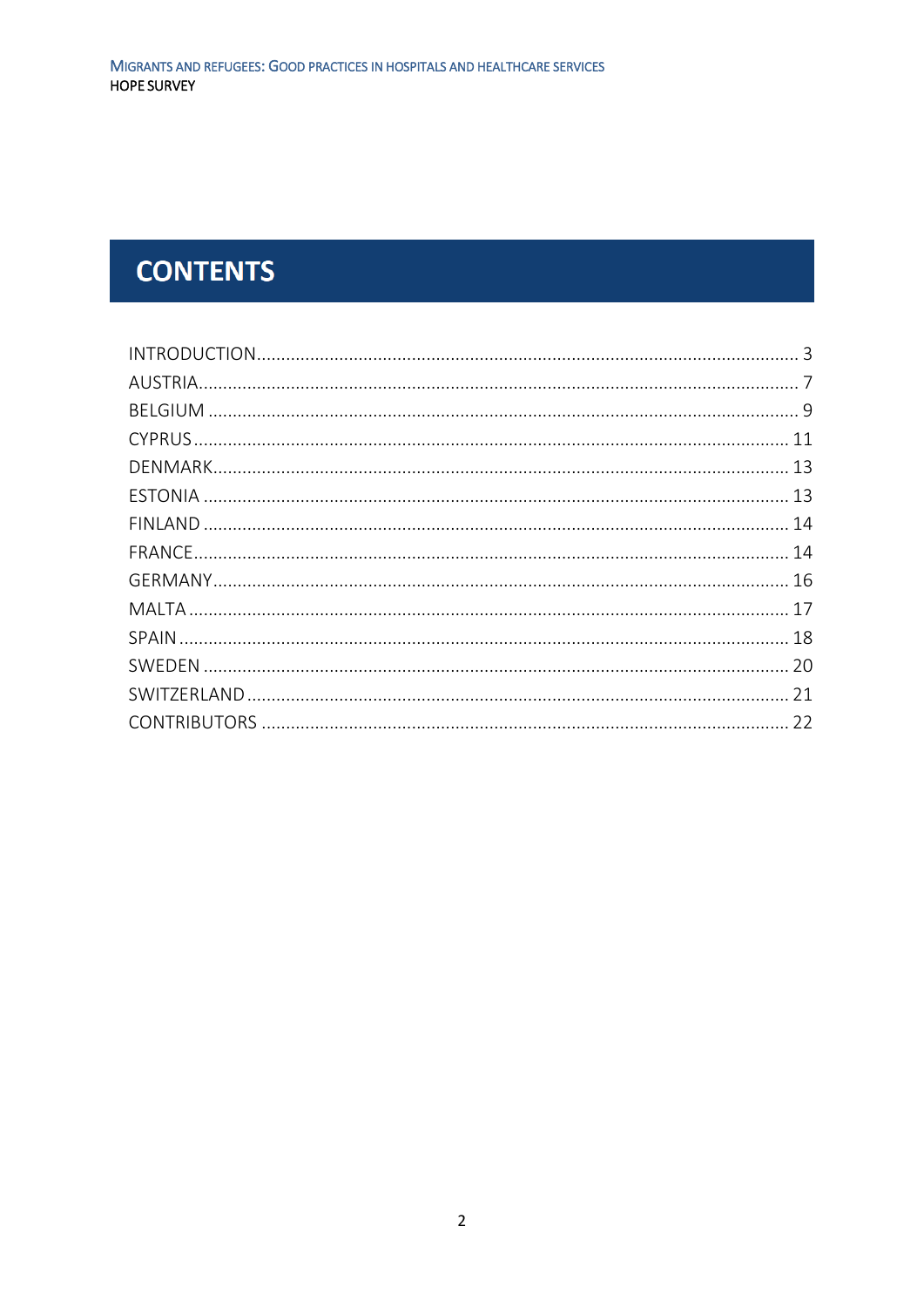# CONTENTS

INTRODUCTION ........................................................................................................ 3
AUSTRIA ................................................................................................................ 7
BELGIUM ............................................................................................................... 9
CYPRUS ................................................................................................................ 11
DENMARK ............................................................................................................ 13
ESTONIA .............................................................................................................. 13
FINLAND .............................................................................................................. 14
FRANCE ................................................................................................................ 14
GERMANY ............................................................................................................ 16
MALTA ................................................................................................................. 17
SPAIN ................................................................................................................... 18
SWEDEN ............................................................................................................... 20
SWITZERLAND ...................................................................................................... 21
CONTRIBUTORS ................................................................................................... 22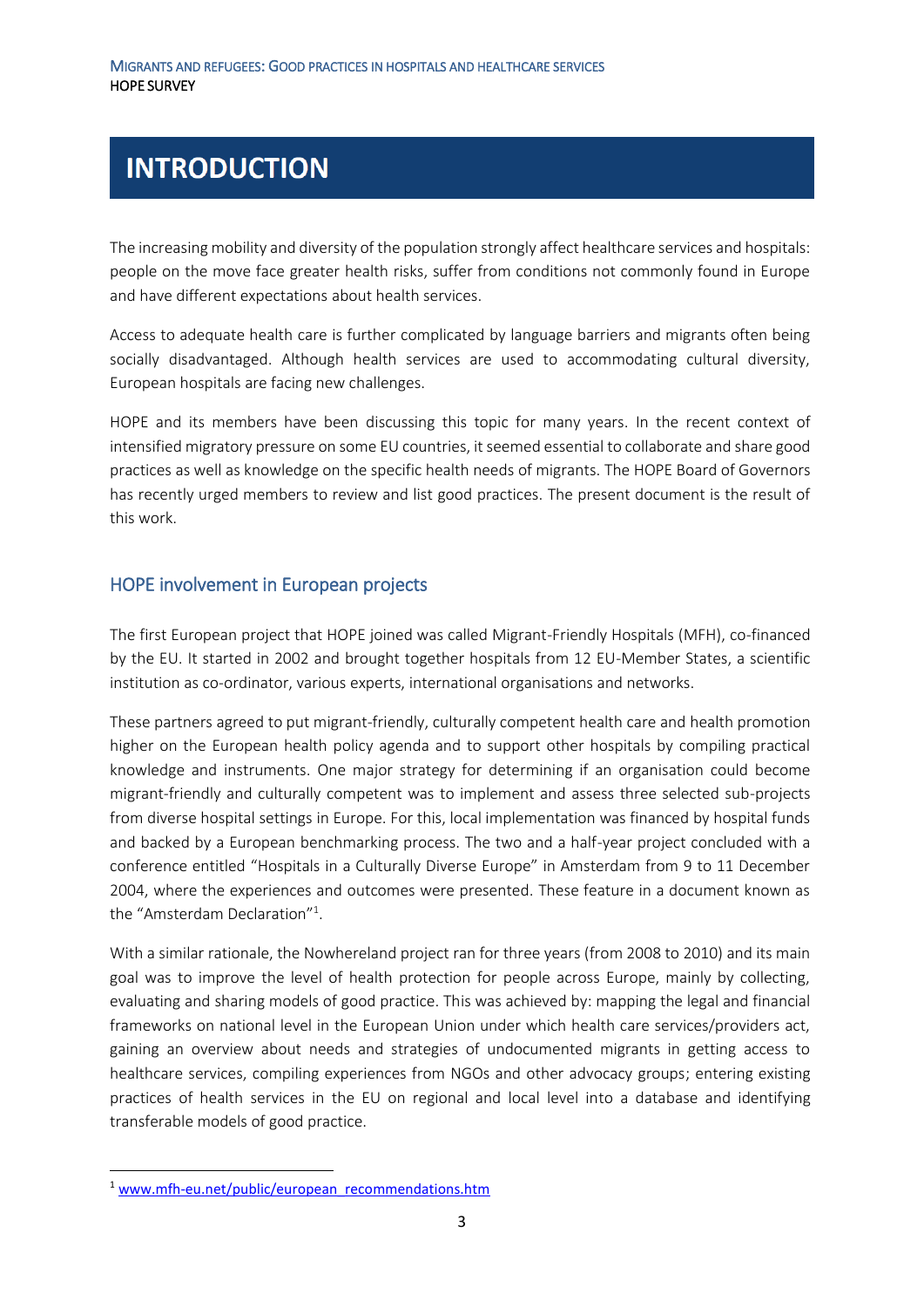# INTRODUCTION

The increasing mobility and diversity of the population strongly affect healthcare services and hospitals: people on the move face greater health risks, suffer from conditions not commonly found in Europe and have different expectations about health services.

Access to adequate health care is further complicated by language barriers and migrants often being socially disadvantaged. Although health services are used to accommodating cultural diversity, European hospitals are facing new challenges.

HOPE and its members have been discussing this topic for many years. In the recent context of intensified migratory pressure on some EU countries, it seemed essential to collaborate and share good practices as well as knowledge on the specific health needs of migrants. The HOPE Board of Governors has recently urged members to review and list good practices. The present document is the result of this work.

## HOPE involvement in European projects

The first European project that HOPE joined was called Migrant-Friendly Hospitals (MFH), co-financed by the EU. It started in 2002 and brought together hospitals from 12 EU-Member States, a scientific institution as co-ordinator, various experts, international organisations and networks.

These partners agreed to put migrant-friendly, culturally competent health care and health promotion higher on the European health policy agenda and to support other hospitals by compiling practical knowledge and instruments. One major strategy for determining if an organisation could become migrant-friendly and culturally competent was to implement and assess three selected sub-projects from diverse hospital settings in Europe. For this, local implementation was financed by hospital funds and backed by a European benchmarking process. The two and a half-year project concluded with a conference entitled "Hospitals in a Culturally Diverse Europe" in Amsterdam from 9 to 11 December 2004, where the experiences and outcomes were presented. These feature in a document known as the "Amsterdam Declaration"[1].

With a similar rationale, the Nowhereland project ran for three years (from 2008 to 2010) and its main goal was to improve the level of health protection for people across Europe, mainly by collecting, evaluating and sharing models of good practice. This was achieved by: mapping the legal and financial frameworks on national level in the European Union under which health care services/providers act, gaining an overview about needs and strategies of undocumented migrants in getting access to healthcare services, compiling experiences from NGOs and other advocacy groups; entering existing practices of health services in the EU on regional and local level into a database and identifying transferable models of good practice.

[1] www.mfh-eu.net/public/european_recommendations.htm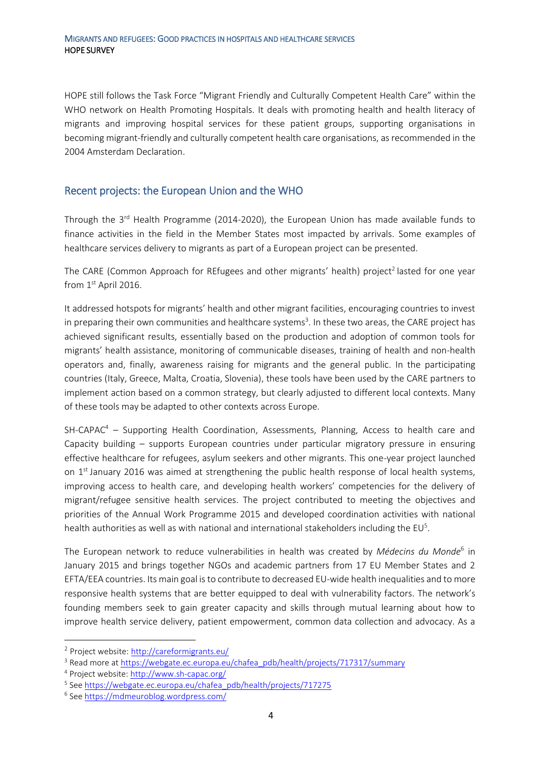HOPE still follows the Task Force "Migrant Friendly and Culturally Competent Health Care" within the WHO network on Health Promoting Hospitals. It deals with promoting health and health literacy of migrants and improving hospital services for these patient groups, supporting organisations in becoming migrant-friendly and culturally competent health care organisations, as recommended in the 2004 Amsterdam Declaration.

## Recent projects: the European Union and the WHO

Through the 3rd Health Programme (2014-2020), the European Union has made available funds to finance activities in the field in the Member States most impacted by arrivals. Some examples of healthcare services delivery to migrants as part of a European project can be presented.

The CARE (Common Approach for REfugees and other migrants' health) project[2] lasted for one year from 1st April 2016.

It addressed hotspots for migrants' health and other migrant facilities, encouraging countries to invest in preparing their own communities and healthcare systems[3]. In these two areas, the CARE project has achieved significant results, essentially based on the production and adoption of common tools for migrants' health assistance, monitoring of communicable diseases, training of health and non-health operators and, finally, awareness raising for migrants and the general public. In the participating countries (Italy, Greece, Malta, Croatia, Slovenia), these tools have been used by the CARE partners to implement action based on a common strategy, but clearly adjusted to different local contexts. Many of these tools may be adapted to other contexts across Europe.

SH-CAPAC[4] – Supporting Health Coordination, Assessments, Planning, Access to health care and Capacity building – supports European countries under particular migratory pressure in ensuring effective healthcare for refugees, asylum seekers and other migrants. This one-year project launched on 1st January 2016 was aimed at strengthening the public health response of local health systems, improving access to health care, and developing health workers' competencies for the delivery of migrant/refugee sensitive health services. The project contributed to meeting the objectives and priorities of the Annual Work Programme 2015 and developed coordination activities with national health authorities as well as with national and international stakeholders including the EU[5].

The European network to reduce vulnerabilities in health was created by *Médecins du Monde*[6] in January 2015 and brings together NGOs and academic partners from 17 EU Member States and 2 EFTA/EEA countries. Its main goal is to contribute to decreased EU-wide health inequalities and to more responsive health systems that are better equipped to deal with vulnerability factors. The network's founding members seek to gain greater capacity and skills through mutual learning about how to improve health service delivery, patient empowerment, common data collection and advocacy. As a

---

[2] Project website: http://careformigrants.eu/

[3] Read more at https://webgate.ec.europa.eu/chafea_pdb/health/projects/717317/summary

[4] Project website: http://www.sh-capac.org/

[5] See https://webgate.ec.europa.eu/chafea_pdb/health/projects/717275

[6] See https://mdmeuroblog.wordpress.com/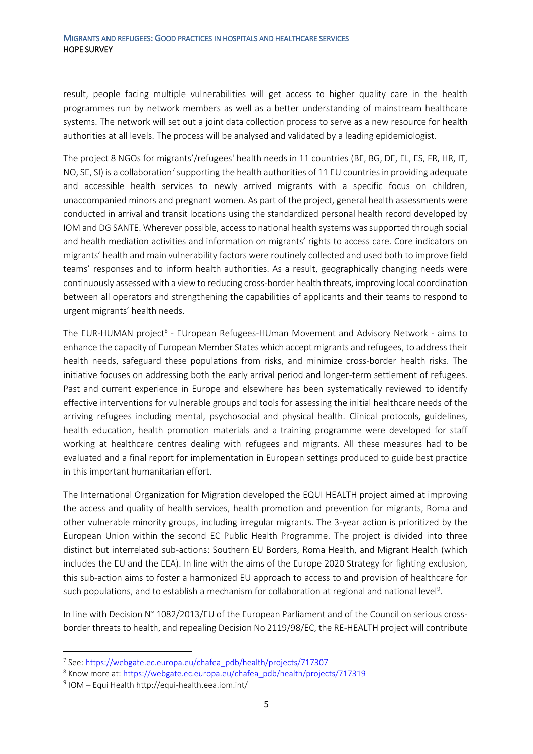result, people facing multiple vulnerabilities will get access to higher quality care in the health programmes run by network members as well as a better understanding of mainstream healthcare systems. The network will set out a joint data collection process to serve as a new resource for health authorities at all levels. The process will be analysed and validated by a leading epidemiologist.

The project 8 NGOs for migrants'/refugees' health needs in 11 countries (BE, BG, DE, EL, ES, FR, HR, IT, NO, SE, SI) is a collaboration[7] supporting the health authorities of 11 EU countries in providing adequate and accessible health services to newly arrived migrants with a specific focus on children, unaccompanied minors and pregnant women. As part of the project, general health assessments were conducted in arrival and transit locations using the standardized personal health record developed by IOM and DG SANTE. Wherever possible, access to national health systems was supported through social and health mediation activities and information on migrants' rights to access care. Core indicators on migrants' health and main vulnerability factors were routinely collected and used both to improve field teams' responses and to inform health authorities. As a result, geographically changing needs were continuously assessed with a view to reducing cross-border health threats, improving local coordination between all operators and strengthening the capabilities of applicants and their teams to respond to urgent migrants' health needs.

The EUR-HUMAN project[8] - EUropean Refugees-HUman Movement and Advisory Network - aims to enhance the capacity of European Member States which accept migrants and refugees, to address their health needs, safeguard these populations from risks, and minimize cross-border health risks. The initiative focuses on addressing both the early arrival period and longer-term settlement of refugees. Past and current experience in Europe and elsewhere has been systematically reviewed to identify effective interventions for vulnerable groups and tools for assessing the initial healthcare needs of the arriving refugees including mental, psychosocial and physical health. Clinical protocols, guidelines, health education, health promotion materials and a training programme were developed for staff working at healthcare centres dealing with refugees and migrants. All these measures had to be evaluated and a final report for implementation in European settings produced to guide best practice in this important humanitarian effort.

The International Organization for Migration developed the EQUI HEALTH project aimed at improving the access and quality of health services, health promotion and prevention for migrants, Roma and other vulnerable minority groups, including irregular migrants. The 3-year action is prioritized by the European Union within the second EC Public Health Programme. The project is divided into three distinct but interrelated sub-actions: Southern EU Borders, Roma Health, and Migrant Health (which includes the EU and the EEA). In line with the aims of the Europe 2020 Strategy for fighting exclusion, this sub-action aims to foster a harmonized EU approach to access to and provision of healthcare for such populations, and to establish a mechanism for collaboration at regional and national level[9].

In line with Decision N° 1082/2013/EU of the European Parliament and of the Council on serious cross-border threats to health, and repealing Decision No 2119/98/EC, the RE-HEALTH project will contribute

---

[7] See: https://webgate.ec.europa.eu/chafea_pdb/health/projects/717307

[8] Know more at: https://webgate.ec.europa.eu/chafea_pdb/health/projects/717319

[9] IOM – Equi Health http://equi-health.eea.iom.int/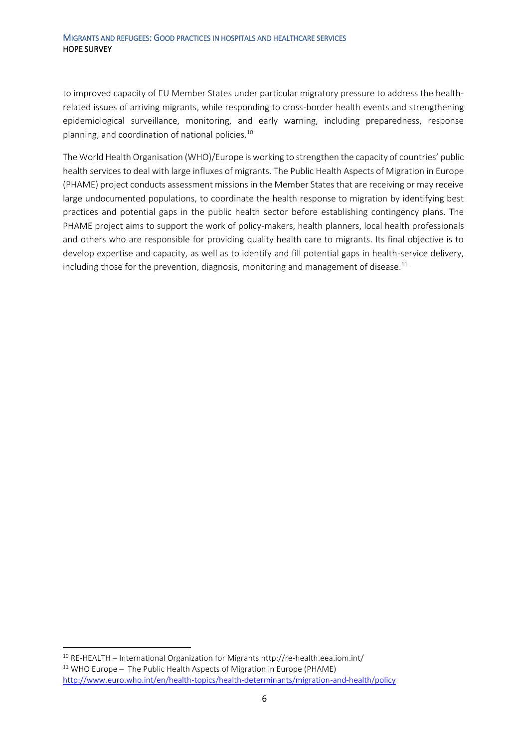to improved capacity of EU Member States under particular migratory pressure to address the health-related issues of arriving migrants, while responding to cross-border health events and strengthening epidemiological surveillance, monitoring, and early warning, including preparedness, response planning, and coordination of national policies.[10]

The World Health Organisation (WHO)/Europe is working to strengthen the capacity of countries' public health services to deal with large influxes of migrants. The Public Health Aspects of Migration in Europe (PHAME) project conducts assessment missions in the Member States that are receiving or may receive large undocumented populations, to coordinate the health response to migration by identifying best practices and potential gaps in the public health sector before establishing contingency plans. The PHAME project aims to support the work of policy-makers, health planners, local health professionals and others who are responsible for providing quality health care to migrants. Its final objective is to develop expertise and capacity, as well as to identify and fill potential gaps in health-service delivery, including those for the prevention, diagnosis, monitoring and management of disease.[11]

---

[10] RE-HEALTH – International Organization for Migrants http://re-health.eea.iom.int/

[11] WHO Europe – The Public Health Aspects of Migration in Europe (PHAME) http://www.euro.who.int/en/health-topics/health-determinants/migration-and-health/policy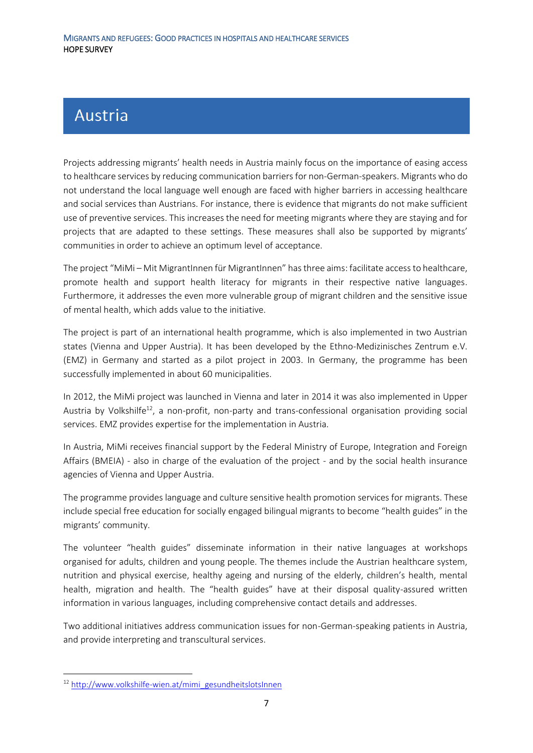# Austria

Projects addressing migrants' health needs in Austria mainly focus on the importance of easing access to healthcare services by reducing communication barriers for non-German-speakers. Migrants who do not understand the local language well enough are faced with higher barriers in accessing healthcare and social services than Austrians. For instance, there is evidence that migrants do not make sufficient use of preventive services. This increases the need for meeting migrants where they are staying and for projects that are adapted to these settings. These measures shall also be supported by migrants' communities in order to achieve an optimum level of acceptance.

The project "MiMi – Mit MigrantInnen für MigrantInnen" has three aims: facilitate access to healthcare, promote health and support health literacy for migrants in their respective native languages. Furthermore, it addresses the even more vulnerable group of migrant children and the sensitive issue of mental health, which adds value to the initiative.

The project is part of an international health programme, which is also implemented in two Austrian states (Vienna and Upper Austria). It has been developed by the Ethno-Medizinisches Zentrum e.V. (EMZ) in Germany and started as a pilot project in 2003. In Germany, the programme has been successfully implemented in about 60 municipalities.

In 2012, the MiMi project was launched in Vienna and later in 2014 it was also implemented in Upper Austria by Volkshilfe[12], a non-profit, non-party and trans-confessional organisation providing social services. EMZ provides expertise for the implementation in Austria.

In Austria, MiMi receives financial support by the Federal Ministry of Europe, Integration and Foreign Affairs (BMEIA) - also in charge of the evaluation of the project - and by the social health insurance agencies of Vienna and Upper Austria.

The programme provides language and culture sensitive health promotion services for migrants. These include special free education for socially engaged bilingual migrants to become "health guides" in the migrants' community.

The volunteer "health guides" disseminate information in their native languages at workshops organised for adults, children and young people. The themes include the Austrian healthcare system, nutrition and physical exercise, healthy ageing and nursing of the elderly, children's health, mental health, migration and health. The "health guides" have at their disposal quality-assured written information in various languages, including comprehensive contact details and addresses.

Two additional initiatives address communication issues for non-German-speaking patients in Austria, and provide interpreting and transcultural services.

[12] http://www.volkshilfe-wien.at/mimi_gesundheitslotsInnen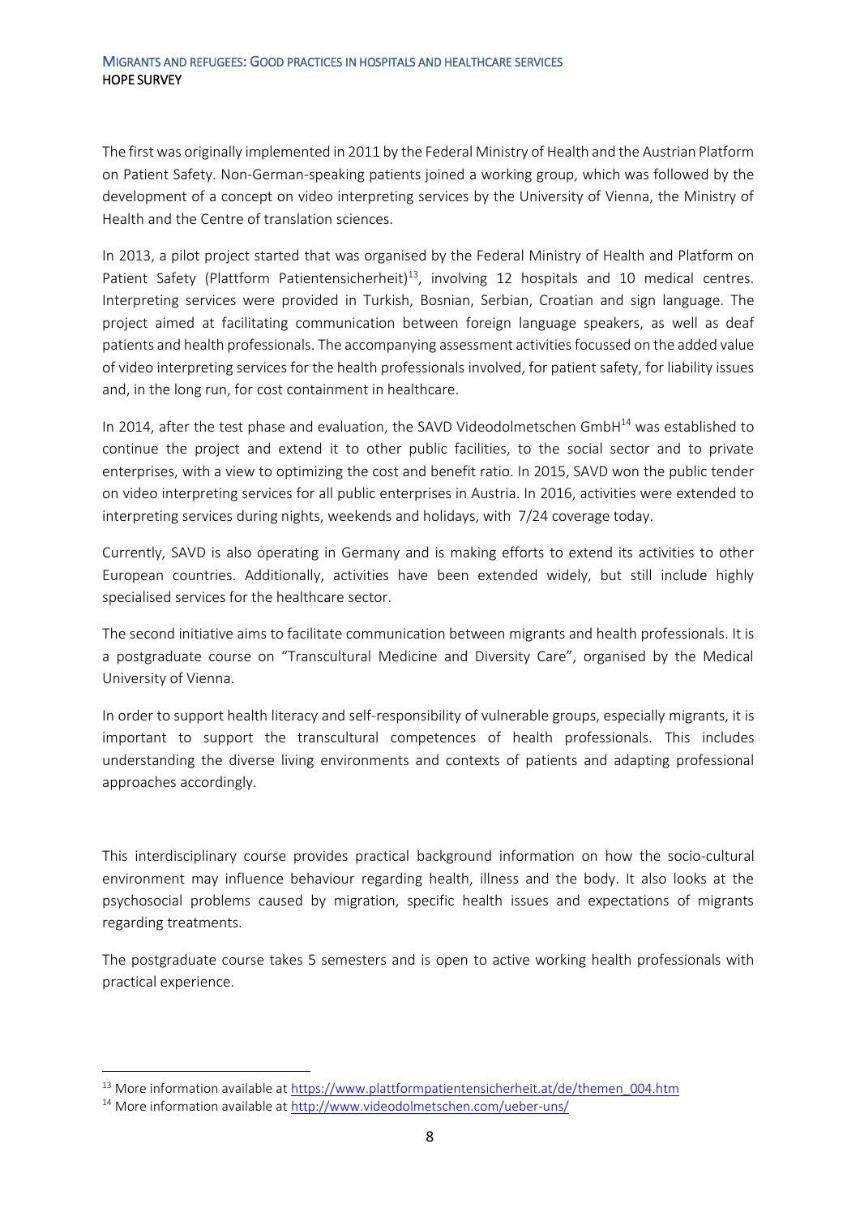The first was originally implemented in 2011 by the Federal Ministry of Health and the Austrian Platform on Patient Safety. Non-German-speaking patients joined a working group, which was followed by the development of a concept on video interpreting services by the University of Vienna, the Ministry of Health and the Centre of translation sciences.

In 2013, a pilot project started that was organised by the Federal Ministry of Health and Platform on Patient Safety (Plattform Patientensicherheit)[13], involving 12 hospitals and 10 medical centres. Interpreting services were provided in Turkish, Bosnian, Serbian, Croatian and sign language. The project aimed at facilitating communication between foreign language speakers, as well as deaf patients and health professionals. The accompanying assessment activities focussed on the added value of video interpreting services for the health professionals involved, for patient safety, for liability issues and, in the long run, for cost containment in healthcare.

In 2014, after the test phase and evaluation, the SAVD Videodolmetschen GmbH[14] was established to continue the project and extend it to other public facilities, to the social sector and to private enterprises, with a view to optimizing the cost and benefit ratio. In 2015, SAVD won the public tender on video interpreting services for all public enterprises in Austria. In 2016, activities were extended to interpreting services during nights, weekends and holidays, with 7/24 coverage today.

Currently, SAVD is also operating in Germany and is making efforts to extend its activities to other European countries. Additionally, activities have been extended widely, but still include highly specialised services for the healthcare sector.

The second initiative aims to facilitate communication between migrants and health professionals. It is a postgraduate course on "Transcultural Medicine and Diversity Care", organised by the Medical University of Vienna.

In order to support health literacy and self-responsibility of vulnerable groups, especially migrants, it is important to support the transcultural competences of health professionals. This includes understanding the diverse living environments and contexts of patients and adapting professional approaches accordingly.

This interdisciplinary course provides practical background information on how the socio-cultural environment may influence behaviour regarding health, illness and the body. It also looks at the psychosocial problems caused by migration, specific health issues and expectations of migrants regarding treatments.

The postgraduate course takes 5 semesters and is open to active working health professionals with practical experience.

[13] More information available at https://www.plattformpatientensicherheit.at/de/themen_004.htm

[14] More information available at http://www.videodolmetschen.com/ueber-uns/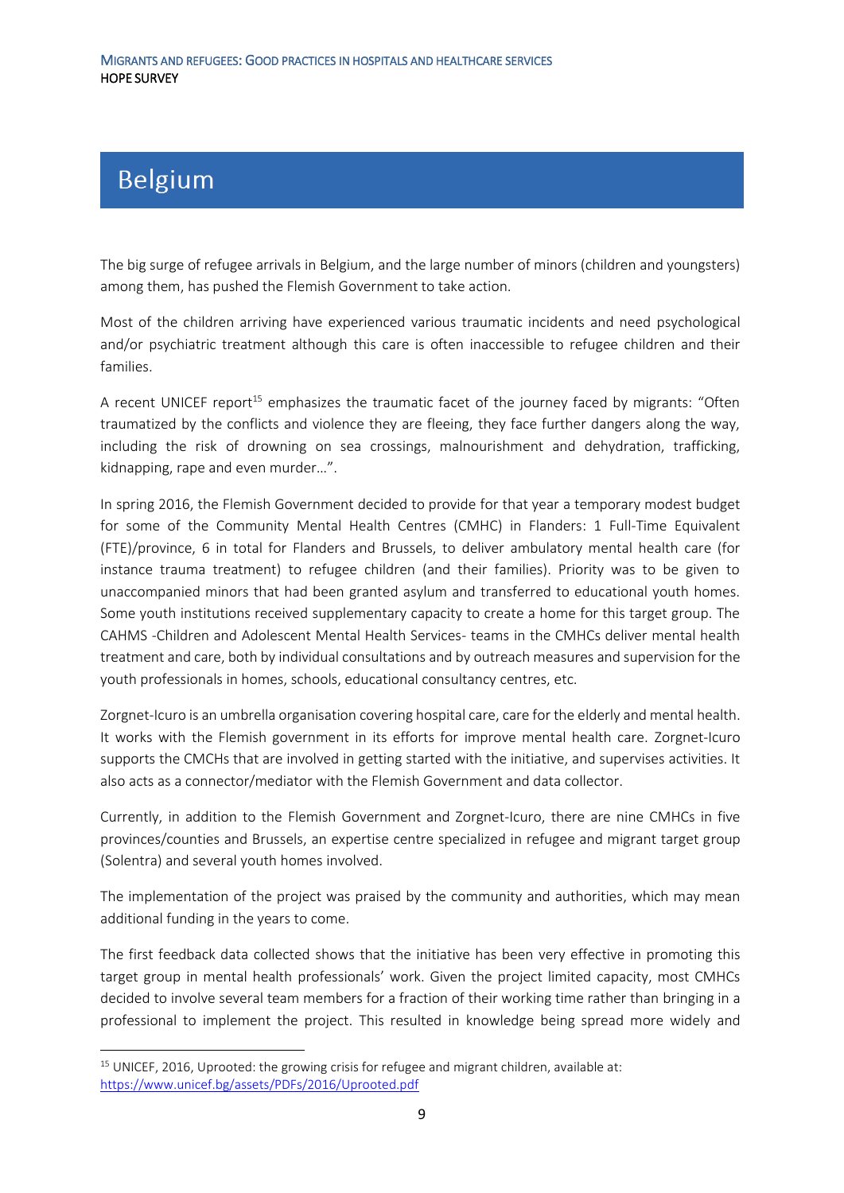# Belgium

The big surge of refugee arrivals in Belgium, and the large number of minors (children and youngsters) among them, has pushed the Flemish Government to take action.

Most of the children arriving have experienced various traumatic incidents and need psychological and/or psychiatric treatment although this care is often inaccessible to refugee children and their families.

A recent UNICEF report[15] emphasizes the traumatic facet of the journey faced by migrants: "Often traumatized by the conflicts and violence they are fleeing, they face further dangers along the way, including the risk of drowning on sea crossings, malnourishment and dehydration, trafficking, kidnapping, rape and even murder…".

In spring 2016, the Flemish Government decided to provide for that year a temporary modest budget for some of the Community Mental Health Centres (CMHC) in Flanders: 1 Full-Time Equivalent (FTE)/province, 6 in total for Flanders and Brussels, to deliver ambulatory mental health care (for instance trauma treatment) to refugee children (and their families). Priority was to be given to unaccompanied minors that had been granted asylum and transferred to educational youth homes. Some youth institutions received supplementary capacity to create a home for this target group. The CAHMS -Children and Adolescent Mental Health Services- teams in the CMHCs deliver mental health treatment and care, both by individual consultations and by outreach measures and supervision for the youth professionals in homes, schools, educational consultancy centres, etc.

Zorgnet-Icuro is an umbrella organisation covering hospital care, care for the elderly and mental health. It works with the Flemish government in its efforts for improve mental health care. Zorgnet-Icuro supports the CMCHs that are involved in getting started with the initiative, and supervises activities. It also acts as a connector/mediator with the Flemish Government and data collector.

Currently, in addition to the Flemish Government and Zorgnet-Icuro, there are nine CMHCs in five provinces/counties and Brussels, an expertise centre specialized in refugee and migrant target group (Solentra) and several youth homes involved.

The implementation of the project was praised by the community and authorities, which may mean additional funding in the years to come.

The first feedback data collected shows that the initiative has been very effective in promoting this target group in mental health professionals' work. Given the project limited capacity, most CMHCs decided to involve several team members for a fraction of their working time rather than bringing in a professional to implement the project. This resulted in knowledge being spread more widely and

[15] UNICEF, 2016, Uprooted: the growing crisis for refugee and migrant children, available at: https://www.unicef.bg/assets/PDFs/2016/Uprooted.pdf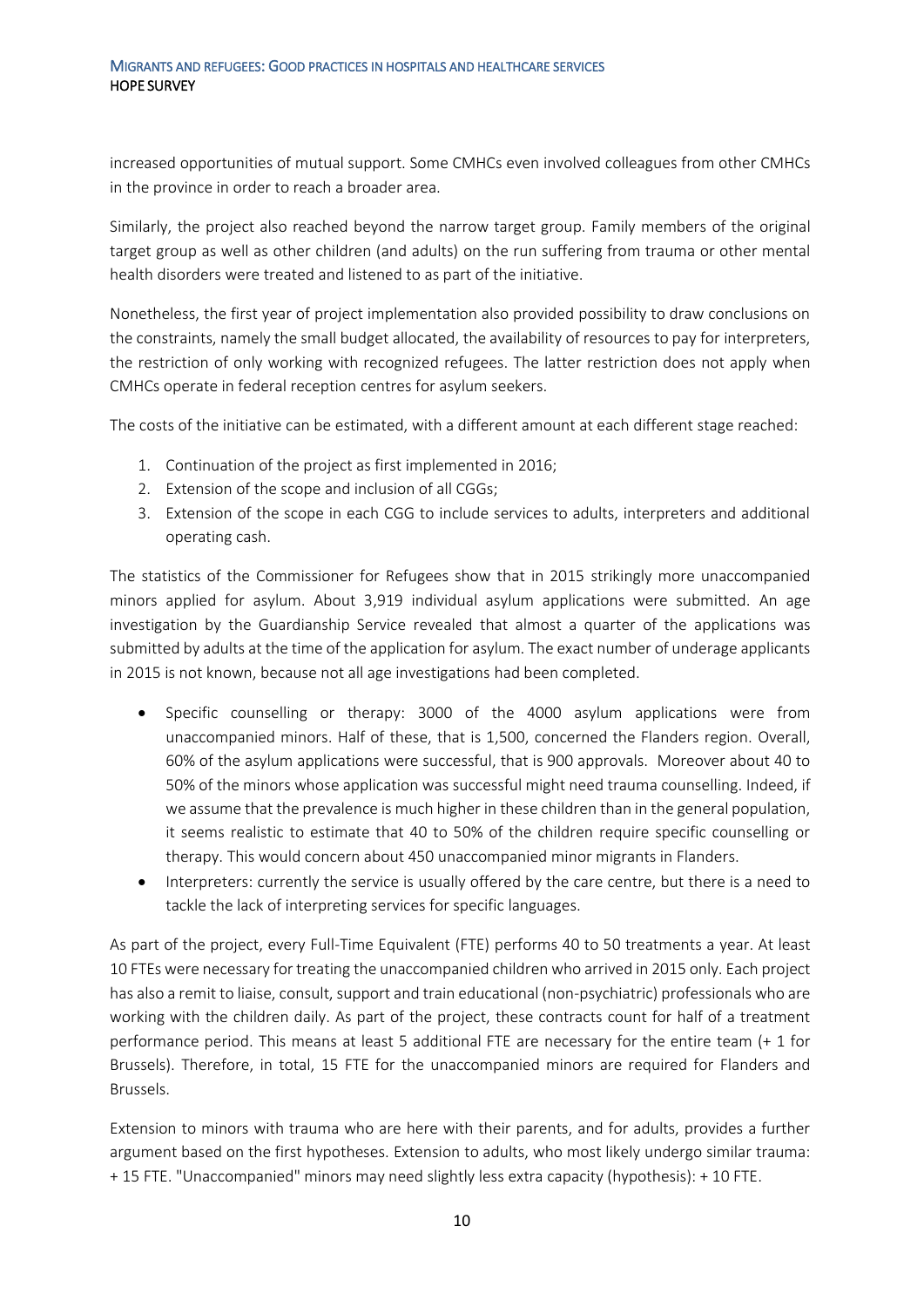increased opportunities of mutual support. Some CMHCs even involved colleagues from other CMHCs in the province in order to reach a broader area.

Similarly, the project also reached beyond the narrow target group. Family members of the original target group as well as other children (and adults) on the run suffering from trauma or other mental health disorders were treated and listened to as part of the initiative.

Nonetheless, the first year of project implementation also provided possibility to draw conclusions on the constraints, namely the small budget allocated, the availability of resources to pay for interpreters, the restriction of only working with recognized refugees. The latter restriction does not apply when CMHCs operate in federal reception centres for asylum seekers.

The costs of the initiative can be estimated, with a different amount at each different stage reached:

1. Continuation of the project as first implemented in 2016;
2. Extension of the scope and inclusion of all CGGs;
3. Extension of the scope in each CGG to include services to adults, interpreters and additional operating cash.

The statistics of the Commissioner for Refugees show that in 2015 strikingly more unaccompanied minors applied for asylum. About 3,919 individual asylum applications were submitted. An age investigation by the Guardianship Service revealed that almost a quarter of the applications was submitted by adults at the time of the application for asylum. The exact number of underage applicants in 2015 is not known, because not all age investigations had been completed.

- Specific counselling or therapy: 3000 of the 4000 asylum applications were from unaccompanied minors. Half of these, that is 1,500, concerned the Flanders region. Overall, 60% of the asylum applications were successful, that is 900 approvals. Moreover about 40 to 50% of the minors whose application was successful might need trauma counselling. Indeed, if we assume that the prevalence is much higher in these children than in the general population, it seems realistic to estimate that 40 to 50% of the children require specific counselling or therapy. This would concern about 450 unaccompanied minor migrants in Flanders.
- Interpreters: currently the service is usually offered by the care centre, but there is a need to tackle the lack of interpreting services for specific languages.

As part of the project, every Full-Time Equivalent (FTE) performs 40 to 50 treatments a year. At least 10 FTEs were necessary for treating the unaccompanied children who arrived in 2015 only. Each project has also a remit to liaise, consult, support and train educational (non-psychiatric) professionals who are working with the children daily. As part of the project, these contracts count for half of a treatment performance period. This means at least 5 additional FTE are necessary for the entire team (+ 1 for Brussels). Therefore, in total, 15 FTE for the unaccompanied minors are required for Flanders and Brussels.

Extension to minors with trauma who are here with their parents, and for adults, provides a further argument based on the first hypotheses. Extension to adults, who most likely undergo similar trauma: + 15 FTE. "Unaccompanied" minors may need slightly less extra capacity (hypothesis): + 10 FTE.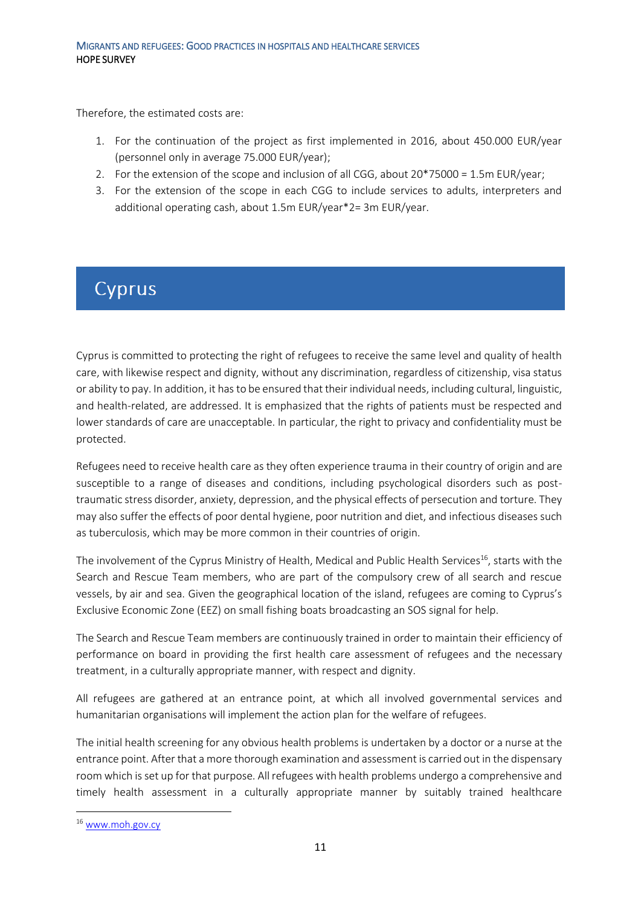Therefore, the estimated costs are:

1. For the continuation of the project as first implemented in 2016, about 450.000 EUR/year (personnel only in average 75.000 EUR/year);
2. For the extension of the scope and inclusion of all CGG, about 20*75000 = 1.5m EUR/year;
3. For the extension of the scope in each CGG to include services to adults, interpreters and additional operating cash, about 1.5m EUR/year*2= 3m EUR/year.

# Cyprus

Cyprus is committed to protecting the right of refugees to receive the same level and quality of health care, with likewise respect and dignity, without any discrimination, regardless of citizenship, visa status or ability to pay. In addition, it has to be ensured that their individual needs, including cultural, linguistic, and health-related, are addressed. It is emphasized that the rights of patients must be respected and lower standards of care are unacceptable. In particular, the right to privacy and confidentiality must be protected.

Refugees need to receive health care as they often experience trauma in their country of origin and are susceptible to a range of diseases and conditions, including psychological disorders such as post-traumatic stress disorder, anxiety, depression, and the physical effects of persecution and torture. They may also suffer the effects of poor dental hygiene, poor nutrition and diet, and infectious diseases such as tuberculosis, which may be more common in their countries of origin.

The involvement of the Cyprus Ministry of Health, Medical and Public Health Services[16], starts with the Search and Rescue Team members, who are part of the compulsory crew of all search and rescue vessels, by air and sea. Given the geographical location of the island, refugees are coming to Cyprus's Exclusive Economic Zone (EEZ) on small fishing boats broadcasting an SOS signal for help.

The Search and Rescue Team members are continuously trained in order to maintain their efficiency of performance on board in providing the first health care assessment of refugees and the necessary treatment, in a culturally appropriate manner, with respect and dignity.

All refugees are gathered at an entrance point, at which all involved governmental services and humanitarian organisations will implement the action plan for the welfare of refugees.

The initial health screening for any obvious health problems is undertaken by a doctor or a nurse at the entrance point. After that a more thorough examination and assessment is carried out in the dispensary room which is set up for that purpose. All refugees with health problems undergo a comprehensive and timely health assessment in a culturally appropriate manner by suitably trained healthcare

[16] www.moh.gov.cy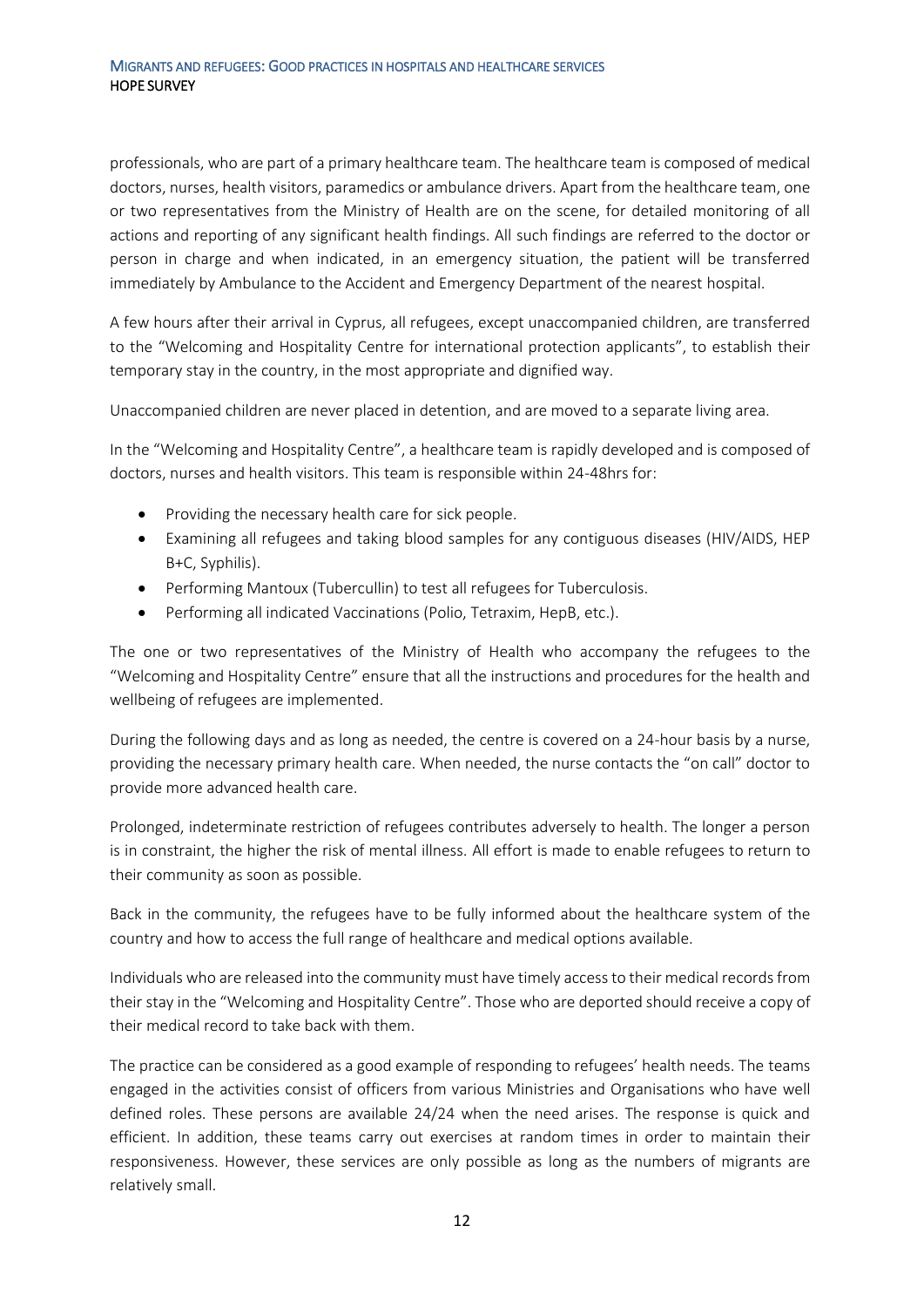professionals, who are part of a primary healthcare team. The healthcare team is composed of medical doctors, nurses, health visitors, paramedics or ambulance drivers. Apart from the healthcare team, one or two representatives from the Ministry of Health are on the scene, for detailed monitoring of all actions and reporting of any significant health findings. All such findings are referred to the doctor or person in charge and when indicated, in an emergency situation, the patient will be transferred immediately by Ambulance to the Accident and Emergency Department of the nearest hospital.

A few hours after their arrival in Cyprus, all refugees, except unaccompanied children, are transferred to the "Welcoming and Hospitality Centre for international protection applicants", to establish their temporary stay in the country, in the most appropriate and dignified way.

Unaccompanied children are never placed in detention, and are moved to a separate living area.

In the "Welcoming and Hospitality Centre", a healthcare team is rapidly developed and is composed of doctors, nurses and health visitors. This team is responsible within 24-48hrs for:

- Providing the necessary health care for sick people.
- Examining all refugees and taking blood samples for any contiguous diseases (HIV/AIDS, HEP B+C, Syphilis).
- Performing Mantoux (Tubercullin) to test all refugees for Tuberculosis.
- Performing all indicated Vaccinations (Polio, Tetraxim, HepB, etc.).

The one or two representatives of the Ministry of Health who accompany the refugees to the "Welcoming and Hospitality Centre" ensure that all the instructions and procedures for the health and wellbeing of refugees are implemented.

During the following days and as long as needed, the centre is covered on a 24-hour basis by a nurse, providing the necessary primary health care. When needed, the nurse contacts the "on call" doctor to provide more advanced health care.

Prolonged, indeterminate restriction of refugees contributes adversely to health. The longer a person is in constraint, the higher the risk of mental illness. All effort is made to enable refugees to return to their community as soon as possible.

Back in the community, the refugees have to be fully informed about the healthcare system of the country and how to access the full range of healthcare and medical options available.

Individuals who are released into the community must have timely access to their medical records from their stay in the "Welcoming and Hospitality Centre". Those who are deported should receive a copy of their medical record to take back with them.

The practice can be considered as a good example of responding to refugees' health needs. The teams engaged in the activities consist of officers from various Ministries and Organisations who have well defined roles. These persons are available 24/24 when the need arises. The response is quick and efficient. In addition, these teams carry out exercises at random times in order to maintain their responsiveness. However, these services are only possible as long as the numbers of migrants are relatively small.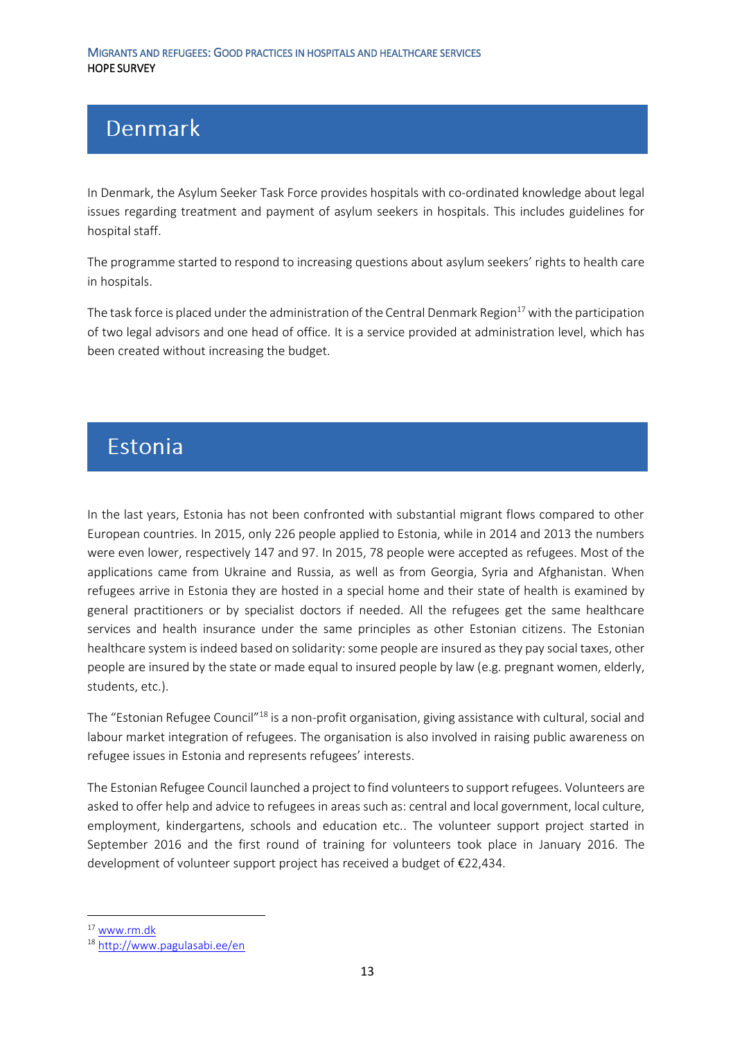# Denmark

In Denmark, the Asylum Seeker Task Force provides hospitals with co-ordinated knowledge about legal issues regarding treatment and payment of asylum seekers in hospitals. This includes guidelines for hospital staff.

The programme started to respond to increasing questions about asylum seekers' rights to health care in hospitals.

The task force is placed under the administration of the Central Denmark Region[17] with the participation of two legal advisors and one head of office. It is a service provided at administration level, which has been created without increasing the budget.

# Estonia

In the last years, Estonia has not been confronted with substantial migrant flows compared to other European countries. In 2015, only 226 people applied to Estonia, while in 2014 and 2013 the numbers were even lower, respectively 147 and 97. In 2015, 78 people were accepted as refugees. Most of the applications came from Ukraine and Russia, as well as from Georgia, Syria and Afghanistan. When refugees arrive in Estonia they are hosted in a special home and their state of health is examined by general practitioners or by specialist doctors if needed. All the refugees get the same healthcare services and health insurance under the same principles as other Estonian citizens. The Estonian healthcare system is indeed based on solidarity: some people are insured as they pay social taxes, other people are insured by the state or made equal to insured people by law (e.g. pregnant women, elderly, students, etc.).

The "Estonian Refugee Council"[18] is a non-profit organisation, giving assistance with cultural, social and labour market integration of refugees. The organisation is also involved in raising public awareness on refugee issues in Estonia and represents refugees' interests.

The Estonian Refugee Council launched a project to find volunteers to support refugees. Volunteers are asked to offer help and advice to refugees in areas such as: central and local government, local culture, employment, kindergartens, schools and education etc.. The volunteer support project started in September 2016 and the first round of training for volunteers took place in January 2016. The development of volunteer support project has received a budget of €22,434.

---

[17] www.rm.dk

[18] http://www.pagulasabi.ee/en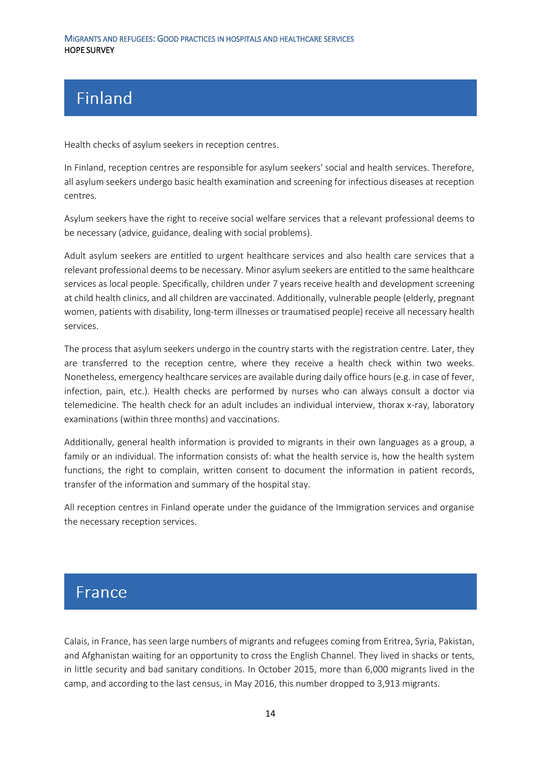## Finland

Health checks of asylum seekers in reception centres.

In Finland, reception centres are responsible for asylum seekers' social and health services. Therefore, all asylum seekers undergo basic health examination and screening for infectious diseases at reception centres.

Asylum seekers have the right to receive social welfare services that a relevant professional deems to be necessary (advice, guidance, dealing with social problems).

Adult asylum seekers are entitled to urgent healthcare services and also health care services that a relevant professional deems to be necessary. Minor asylum seekers are entitled to the same healthcare services as local people. Specifically, children under 7 years receive health and development screening at child health clinics, and all children are vaccinated. Additionally, vulnerable people (elderly, pregnant women, patients with disability, long-term illnesses or traumatised people) receive all necessary health services.

The process that asylum seekers undergo in the country starts with the registration centre. Later, they are transferred to the reception centre, where they receive a health check within two weeks. Nonetheless, emergency healthcare services are available during daily office hours (e.g. in case of fever, infection, pain, etc.). Health checks are performed by nurses who can always consult a doctor via telemedicine. The health check for an adult includes an individual interview, thorax x-ray, laboratory examinations (within three months) and vaccinations.

Additionally, general health information is provided to migrants in their own languages as a group, a family or an individual. The information consists of: what the health service is, how the health system functions, the right to complain, written consent to document the information in patient records, transfer of the information and summary of the hospital stay.

All reception centres in Finland operate under the guidance of the Immigration services and organise the necessary reception services.

## France

Calais, in France, has seen large numbers of migrants and refugees coming from Eritrea, Syria, Pakistan, and Afghanistan waiting for an opportunity to cross the English Channel. They lived in shacks or tents, in little security and bad sanitary conditions. In October 2015, more than 6,000 migrants lived in the camp, and according to the last census, in May 2016, this number dropped to 3,913 migrants.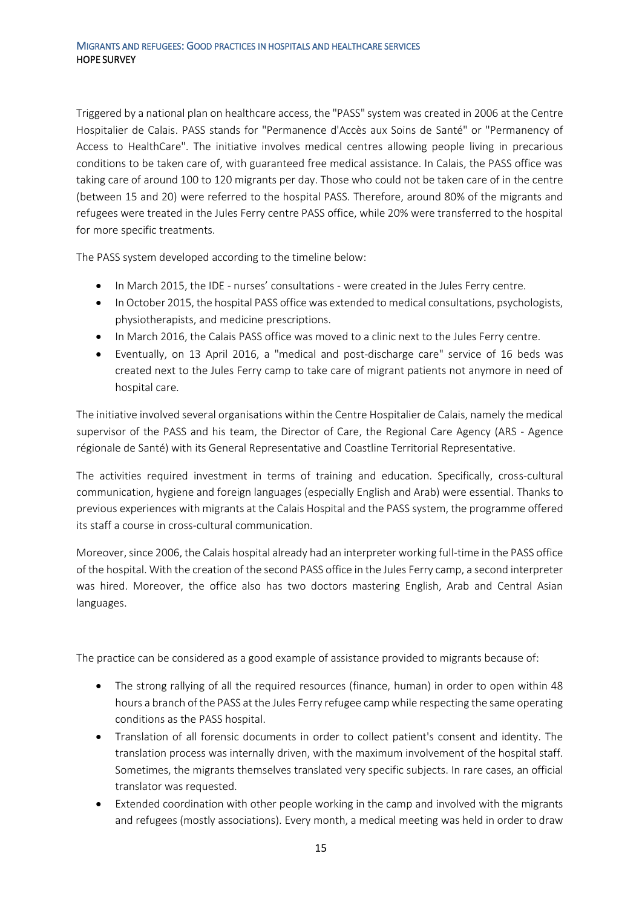Triggered by a national plan on healthcare access, the "PASS" system was created in 2006 at the Centre Hospitalier de Calais. PASS stands for "Permanence d'Accès aux Soins de Santé" or "Permanency of Access to HealthCare". The initiative involves medical centres allowing people living in precarious conditions to be taken care of, with guaranteed free medical assistance. In Calais, the PASS office was taking care of around 100 to 120 migrants per day. Those who could not be taken care of in the centre (between 15 and 20) were referred to the hospital PASS. Therefore, around 80% of the migrants and refugees were treated in the Jules Ferry centre PASS office, while 20% were transferred to the hospital for more specific treatments.

The PASS system developed according to the timeline below:

- In March 2015, the IDE - nurses' consultations - were created in the Jules Ferry centre.
- In October 2015, the hospital PASS office was extended to medical consultations, psychologists, physiotherapists, and medicine prescriptions.
- In March 2016, the Calais PASS office was moved to a clinic next to the Jules Ferry centre.
- Eventually, on 13 April 2016, a "medical and post-discharge care" service of 16 beds was created next to the Jules Ferry camp to take care of migrant patients not anymore in need of hospital care.

The initiative involved several organisations within the Centre Hospitalier de Calais, namely the medical supervisor of the PASS and his team, the Director of Care, the Regional Care Agency (ARS - Agence régionale de Santé) with its General Representative and Coastline Territorial Representative.

The activities required investment in terms of training and education. Specifically, cross-cultural communication, hygiene and foreign languages (especially English and Arab) were essential. Thanks to previous experiences with migrants at the Calais Hospital and the PASS system, the programme offered its staff a course in cross-cultural communication.

Moreover, since 2006, the Calais hospital already had an interpreter working full-time in the PASS office of the hospital. With the creation of the second PASS office in the Jules Ferry camp, a second interpreter was hired. Moreover, the office also has two doctors mastering English, Arab and Central Asian languages.

The practice can be considered as a good example of assistance provided to migrants because of:

- The strong rallying of all the required resources (finance, human) in order to open within 48 hours a branch of the PASS at the Jules Ferry refugee camp while respecting the same operating conditions as the PASS hospital.
- Translation of all forensic documents in order to collect patient's consent and identity. The translation process was internally driven, with the maximum involvement of the hospital staff. Sometimes, the migrants themselves translated very specific subjects. In rare cases, an official translator was requested.
- Extended coordination with other people working in the camp and involved with the migrants and refugees (mostly associations). Every month, a medical meeting was held in order to draw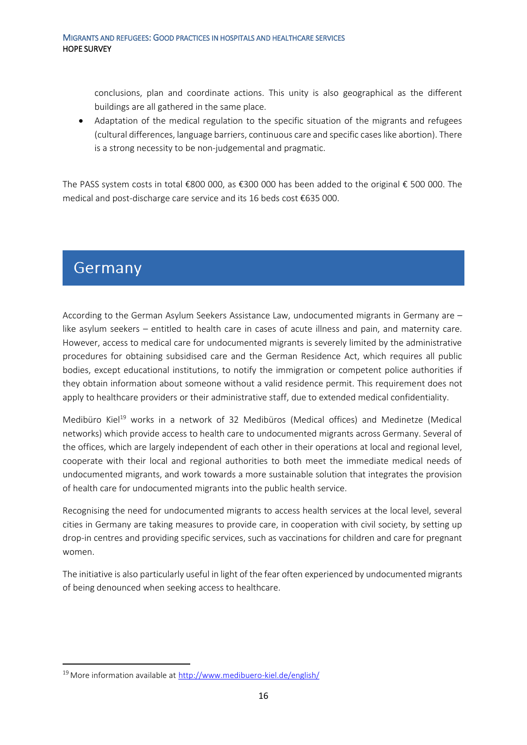conclusions, plan and coordinate actions. This unity is also geographical as the different buildings are all gathered in the same place.

- Adaptation of the medical regulation to the specific situation of the migrants and refugees (cultural differences, language barriers, continuous care and specific cases like abortion). There is a strong necessity to be non-judgemental and pragmatic.

The PASS system costs in total €800 000, as €300 000 has been added to the original € 500 000. The medical and post-discharge care service and its 16 beds cost €635 000.

# Germany

According to the German Asylum Seekers Assistance Law, undocumented migrants in Germany are – like asylum seekers – entitled to health care in cases of acute illness and pain, and maternity care. However, access to medical care for undocumented migrants is severely limited by the administrative procedures for obtaining subsidised care and the German Residence Act, which requires all public bodies, except educational institutions, to notify the immigration or competent police authorities if they obtain information about someone without a valid residence permit. This requirement does not apply to healthcare providers or their administrative staff, due to extended medical confidentiality.

Medibüro Kiel[19] works in a network of 32 Medibüros (Medical offices) and Medinetze (Medical networks) which provide access to health care to undocumented migrants across Germany. Several of the offices, which are largely independent of each other in their operations at local and regional level, cooperate with their local and regional authorities to both meet the immediate medical needs of undocumented migrants, and work towards a more sustainable solution that integrates the provision of health care for undocumented migrants into the public health service.

Recognising the need for undocumented migrants to access health services at the local level, several cities in Germany are taking measures to provide care, in cooperation with civil society, by setting up drop-in centres and providing specific services, such as vaccinations for children and care for pregnant women.

The initiative is also particularly useful in light of the fear often experienced by undocumented migrants of being denounced when seeking access to healthcare.

[19] More information available at http://www.medibuero-kiel.de/english/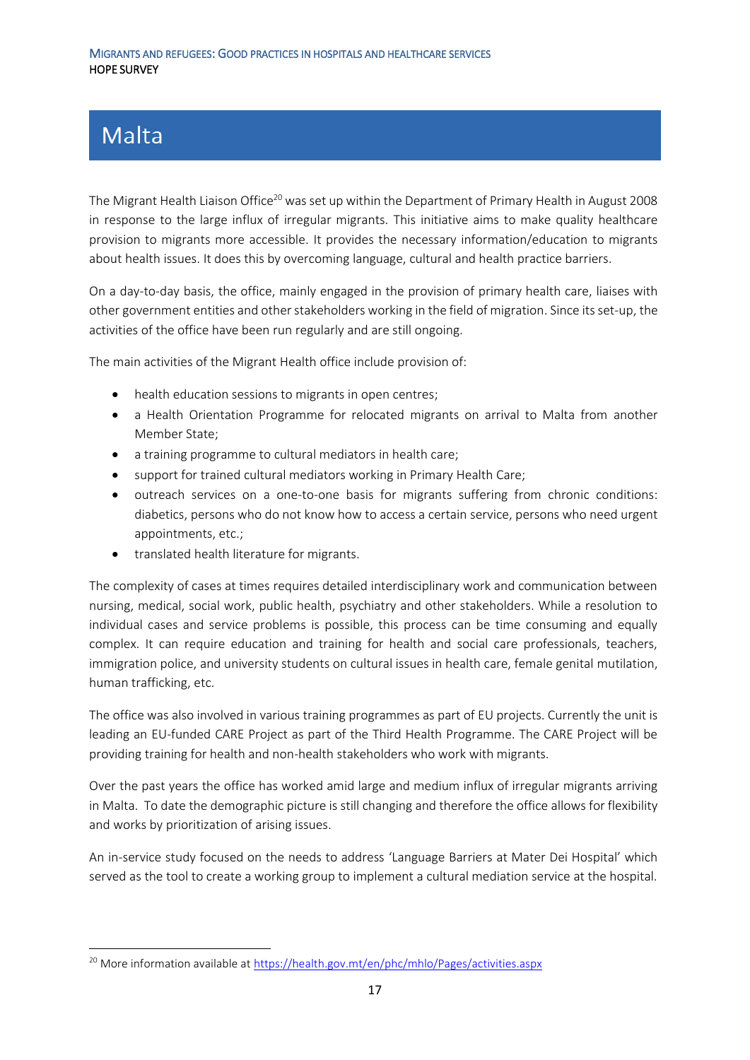# Malta

The Migrant Health Liaison Office[20] was set up within the Department of Primary Health in August 2008 in response to the large influx of irregular migrants. This initiative aims to make quality healthcare provision to migrants more accessible. It provides the necessary information/education to migrants about health issues. It does this by overcoming language, cultural and health practice barriers.

On a day-to-day basis, the office, mainly engaged in the provision of primary health care, liaises with other government entities and other stakeholders working in the field of migration. Since its set-up, the activities of the office have been run regularly and are still ongoing.

The main activities of the Migrant Health office include provision of:

- health education sessions to migrants in open centres;
- a Health Orientation Programme for relocated migrants on arrival to Malta from another Member State;
- a training programme to cultural mediators in health care;
- support for trained cultural mediators working in Primary Health Care;
- outreach services on a one-to-one basis for migrants suffering from chronic conditions: diabetics, persons who do not know how to access a certain service, persons who need urgent appointments, etc.;
- translated health literature for migrants.

The complexity of cases at times requires detailed interdisciplinary work and communication between nursing, medical, social work, public health, psychiatry and other stakeholders. While a resolution to individual cases and service problems is possible, this process can be time consuming and equally complex. It can require education and training for health and social care professionals, teachers, immigration police, and university students on cultural issues in health care, female genital mutilation, human trafficking, etc.

The office was also involved in various training programmes as part of EU projects. Currently the unit is leading an EU-funded CARE Project as part of the Third Health Programme. The CARE Project will be providing training for health and non-health stakeholders who work with migrants.

Over the past years the office has worked amid large and medium influx of irregular migrants arriving in Malta. To date the demographic picture is still changing and therefore the office allows for flexibility and works by prioritization of arising issues.

An in-service study focused on the needs to address 'Language Barriers at Mater Dei Hospital' which served as the tool to create a working group to implement a cultural mediation service at the hospital.

---

[20] More information available at https://health.gov.mt/en/phc/mhlo/Pages/activities.aspx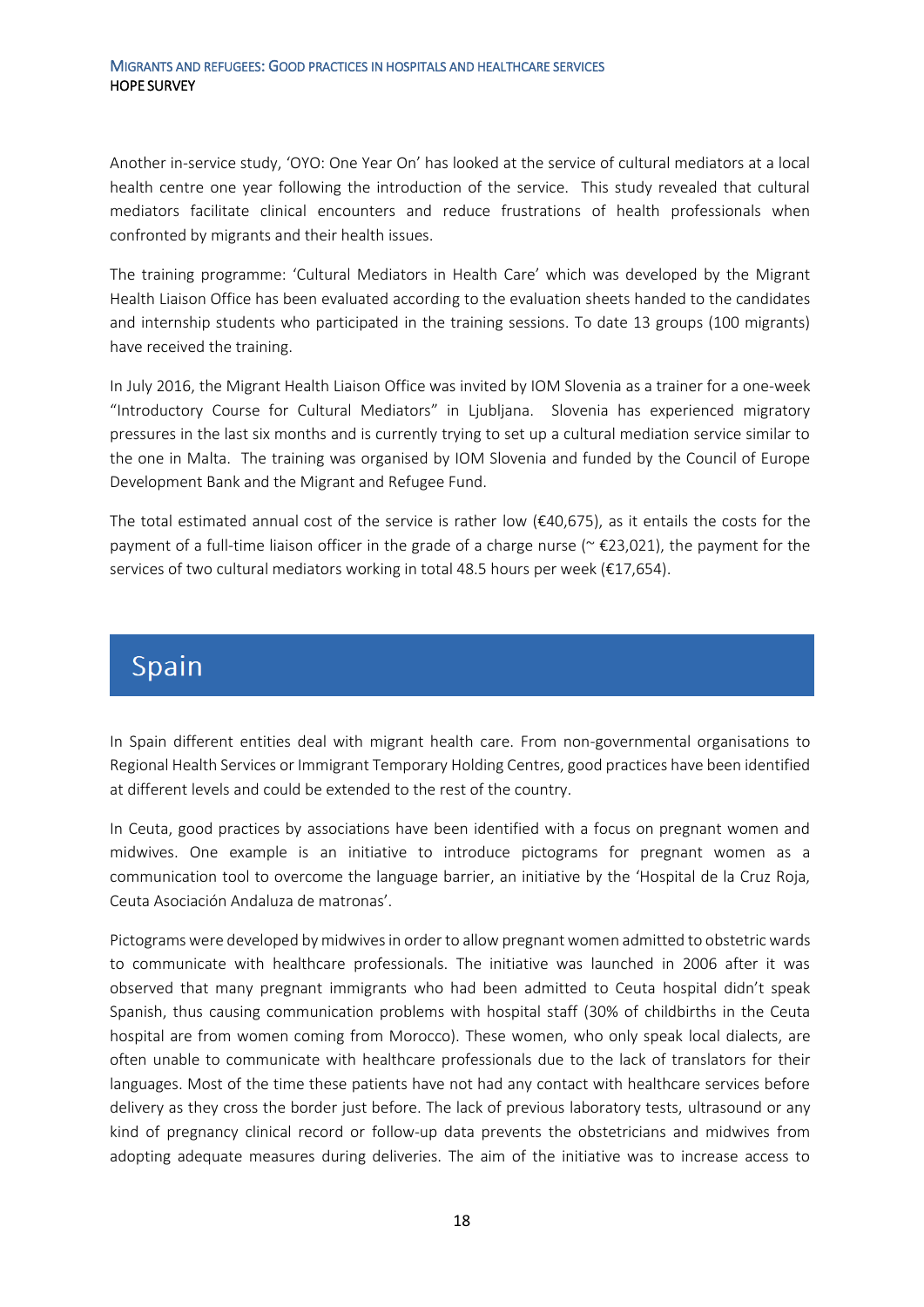Another in-service study, 'OYO: One Year On' has looked at the service of cultural mediators at a local health centre one year following the introduction of the service. This study revealed that cultural mediators facilitate clinical encounters and reduce frustrations of health professionals when confronted by migrants and their health issues.

The training programme: 'Cultural Mediators in Health Care' which was developed by the Migrant Health Liaison Office has been evaluated according to the evaluation sheets handed to the candidates and internship students who participated in the training sessions. To date 13 groups (100 migrants) have received the training.

In July 2016, the Migrant Health Liaison Office was invited by IOM Slovenia as a trainer for a one-week "Introductory Course for Cultural Mediators" in Ljubljana. Slovenia has experienced migratory pressures in the last six months and is currently trying to set up a cultural mediation service similar to the one in Malta. The training was organised by IOM Slovenia and funded by the Council of Europe Development Bank and the Migrant and Refugee Fund.

The total estimated annual cost of the service is rather low (€40,675), as it entails the costs for the payment of a full-time liaison officer in the grade of a charge nurse (~ €23,021), the payment for the services of two cultural mediators working in total 48.5 hours per week (€17,654).

## Spain

In Spain different entities deal with migrant health care. From non-governmental organisations to Regional Health Services or Immigrant Temporary Holding Centres, good practices have been identified at different levels and could be extended to the rest of the country.

In Ceuta, good practices by associations have been identified with a focus on pregnant women and midwives. One example is an initiative to introduce pictograms for pregnant women as a communication tool to overcome the language barrier, an initiative by the 'Hospital de la Cruz Roja, Ceuta Asociación Andaluza de matronas'.

Pictograms were developed by midwives in order to allow pregnant women admitted to obstetric wards to communicate with healthcare professionals. The initiative was launched in 2006 after it was observed that many pregnant immigrants who had been admitted to Ceuta hospital didn't speak Spanish, thus causing communication problems with hospital staff (30% of childbirths in the Ceuta hospital are from women coming from Morocco). These women, who only speak local dialects, are often unable to communicate with healthcare professionals due to the lack of translators for their languages. Most of the time these patients have not had any contact with healthcare services before delivery as they cross the border just before. The lack of previous laboratory tests, ultrasound or any kind of pregnancy clinical record or follow-up data prevents the obstetricians and midwives from adopting adequate measures during deliveries. The aim of the initiative was to increase access to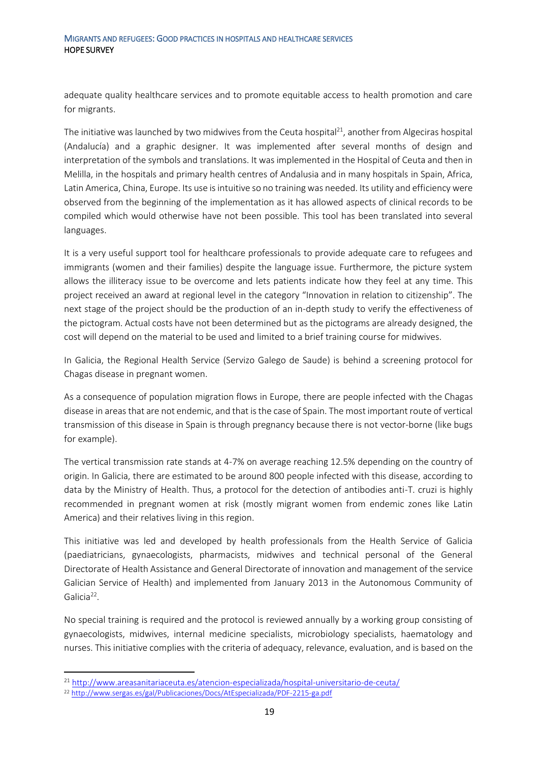adequate quality healthcare services and to promote equitable access to health promotion and care for migrants.

The initiative was launched by two midwives from the Ceuta hospital[21], another from Algeciras hospital (Andalucía) and a graphic designer. It was implemented after several months of design and interpretation of the symbols and translations. It was implemented in the Hospital of Ceuta and then in Melilla, in the hospitals and primary health centres of Andalusia and in many hospitals in Spain, Africa, Latin America, China, Europe. Its use is intuitive so no training was needed. Its utility and efficiency were observed from the beginning of the implementation as it has allowed aspects of clinical records to be compiled which would otherwise have not been possible. This tool has been translated into several languages.

It is a very useful support tool for healthcare professionals to provide adequate care to refugees and immigrants (women and their families) despite the language issue. Furthermore, the picture system allows the illiteracy issue to be overcome and lets patients indicate how they feel at any time. This project received an award at regional level in the category "Innovation in relation to citizenship". The next stage of the project should be the production of an in-depth study to verify the effectiveness of the pictogram. Actual costs have not been determined but as the pictograms are already designed, the cost will depend on the material to be used and limited to a brief training course for midwives.

In Galicia, the Regional Health Service (Servizo Galego de Saude) is behind a screening protocol for Chagas disease in pregnant women.

As a consequence of population migration flows in Europe, there are people infected with the Chagas disease in areas that are not endemic, and that is the case of Spain. The most important route of vertical transmission of this disease in Spain is through pregnancy because there is not vector-borne (like bugs for example).

The vertical transmission rate stands at 4-7% on average reaching 12.5% depending on the country of origin. In Galicia, there are estimated to be around 800 people infected with this disease, according to data by the Ministry of Health. Thus, a protocol for the detection of antibodies anti-T. cruzi is highly recommended in pregnant women at risk (mostly migrant women from endemic zones like Latin America) and their relatives living in this region.

This initiative was led and developed by health professionals from the Health Service of Galicia (paediatricians, gynaecologists, pharmacists, midwives and technical personal of the General Directorate of Health Assistance and General Directorate of innovation and management of the service Galician Service of Health) and implemented from January 2013 in the Autonomous Community of Galicia[22].

No special training is required and the protocol is reviewed annually by a working group consisting of gynaecologists, midwives, internal medicine specialists, microbiology specialists, haematology and nurses. This initiative complies with the criteria of adequacy, relevance, evaluation, and is based on the

[21] http://www.areasanitariaceuta.es/atencion-especializada/hospital-universitario-de-ceuta/

[22] http://www.sergas.es/gal/Publicaciones/Docs/AtEspecializada/PDF-2215-ga.pdf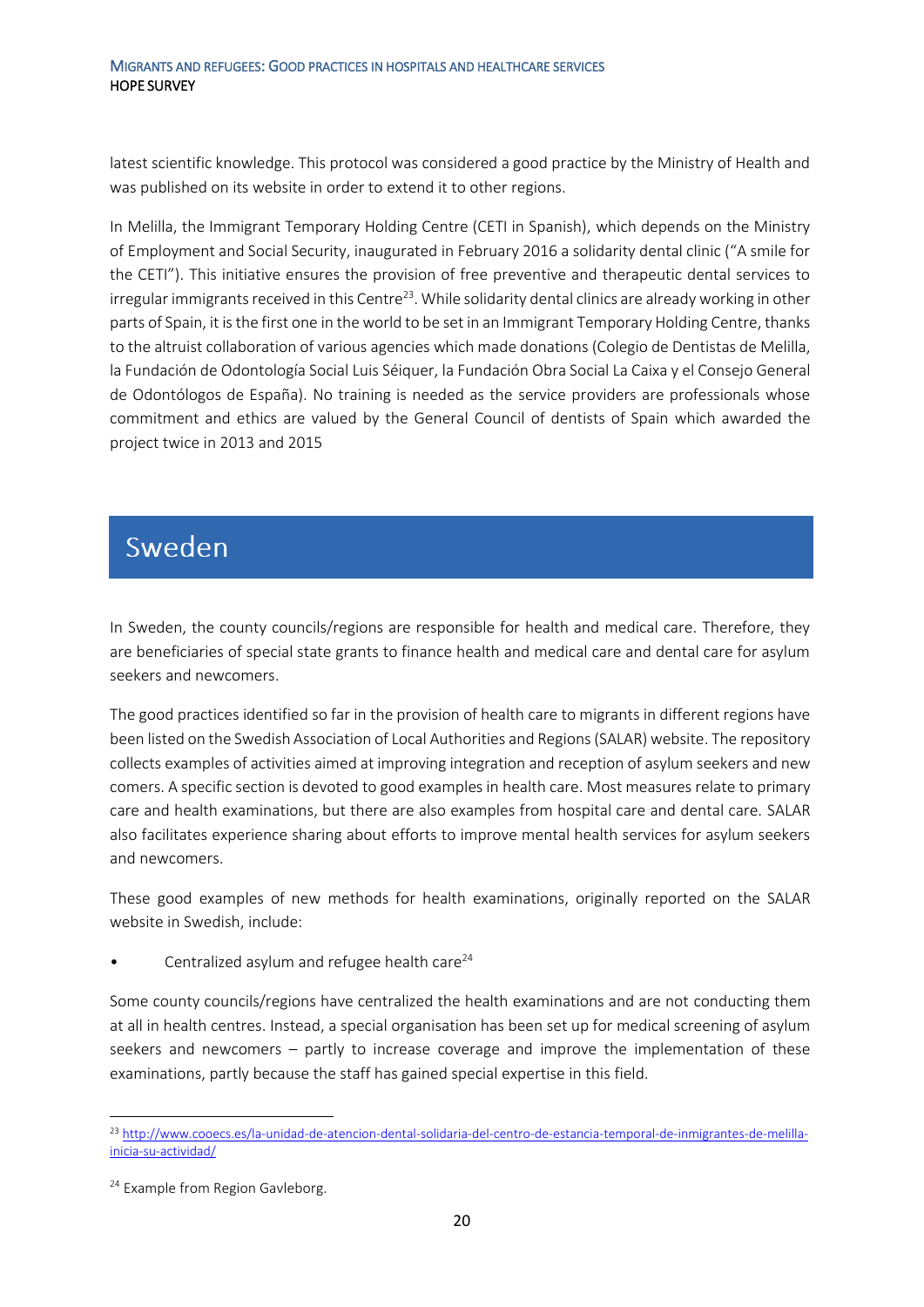latest scientific knowledge. This protocol was considered a good practice by the Ministry of Health and was published on its website in order to extend it to other regions.

In Melilla, the Immigrant Temporary Holding Centre (CETI in Spanish), which depends on the Ministry of Employment and Social Security, inaugurated in February 2016 a solidarity dental clinic ("A smile for the CETI"). This initiative ensures the provision of free preventive and therapeutic dental services to irregular immigrants received in this Centre[23]. While solidarity dental clinics are already working in other parts of Spain, it is the first one in the world to be set in an Immigrant Temporary Holding Centre, thanks to the altruist collaboration of various agencies which made donations (Colegio de Dentistas de Melilla, la Fundación de Odontología Social Luis Séiquer, la Fundación Obra Social La Caixa y el Consejo General de Odontólogos de España). No training is needed as the service providers are professionals whose commitment and ethics are valued by the General Council of dentists of Spain which awarded the project twice in 2013 and 2015

# Sweden

In Sweden, the county councils/regions are responsible for health and medical care. Therefore, they are beneficiaries of special state grants to finance health and medical care and dental care for asylum seekers and newcomers.

The good practices identified so far in the provision of health care to migrants in different regions have been listed on the Swedish Association of Local Authorities and Regions (SALAR) website. The repository collects examples of activities aimed at improving integration and reception of asylum seekers and new comers. A specific section is devoted to good examples in health care. Most measures relate to primary care and health examinations, but there are also examples from hospital care and dental care. SALAR also facilitates experience sharing about efforts to improve mental health services for asylum seekers and newcomers.

These good examples of new methods for health examinations, originally reported on the SALAR website in Swedish, include:

- Centralized asylum and refugee health care[24]

Some county councils/regions have centralized the health examinations and are not conducting them at all in health centres. Instead, a special organisation has been set up for medical screening of asylum seekers and newcomers – partly to increase coverage and improve the implementation of these examinations, partly because the staff has gained special expertise in this field.

---

[23] http://www.cooecs.es/la-unidad-de-atencion-dental-solidaria-del-centro-de-estancia-temporal-de-inmigrantes-de-melilla-inicia-su-actividad/

[24] Example from Region Gavleborg.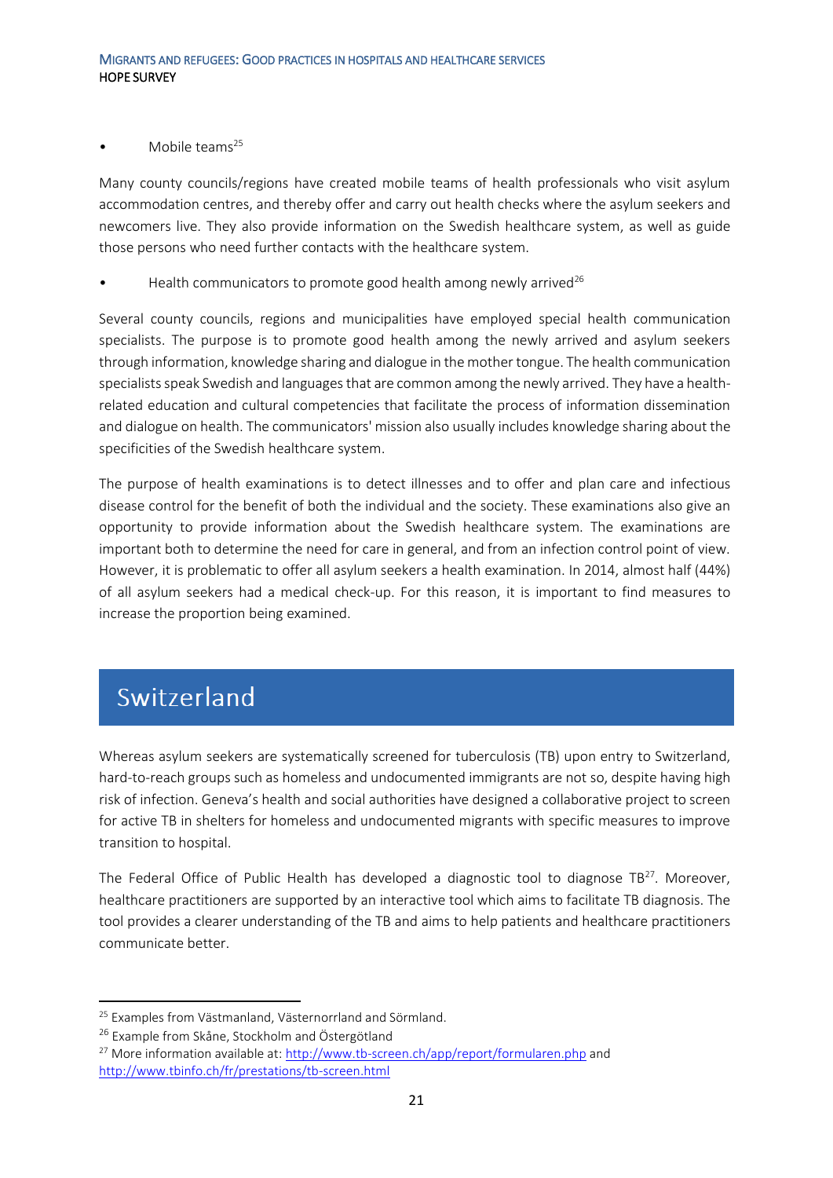- Mobile teams[25]

Many county councils/regions have created mobile teams of health professionals who visit asylum accommodation centres, and thereby offer and carry out health checks where the asylum seekers and newcomers live. They also provide information on the Swedish healthcare system, as well as guide those persons who need further contacts with the healthcare system.

- Health communicators to promote good health among newly arrived[26]

Several county councils, regions and municipalities have employed special health communication specialists. The purpose is to promote good health among the newly arrived and asylum seekers through information, knowledge sharing and dialogue in the mother tongue. The health communication specialists speak Swedish and languages that are common among the newly arrived. They have a health-related education and cultural competencies that facilitate the process of information dissemination and dialogue on health. The communicators' mission also usually includes knowledge sharing about the specificities of the Swedish healthcare system.

The purpose of health examinations is to detect illnesses and to offer and plan care and infectious disease control for the benefit of both the individual and the society. These examinations also give an opportunity to provide information about the Swedish healthcare system. The examinations are important both to determine the need for care in general, and from an infection control point of view. However, it is problematic to offer all asylum seekers a health examination. In 2014, almost half (44%) of all asylum seekers had a medical check-up. For this reason, it is important to find measures to increase the proportion being examined.

# Switzerland

Whereas asylum seekers are systematically screened for tuberculosis (TB) upon entry to Switzerland, hard-to-reach groups such as homeless and undocumented immigrants are not so, despite having high risk of infection. Geneva's health and social authorities have designed a collaborative project to screen for active TB in shelters for homeless and undocumented migrants with specific measures to improve transition to hospital.

The Federal Office of Public Health has developed a diagnostic tool to diagnose TB[27]. Moreover, healthcare practitioners are supported by an interactive tool which aims to facilitate TB diagnosis. The tool provides a clearer understanding of the TB and aims to help patients and healthcare practitioners communicate better.

---

[25] Examples from Västmanland, Västernorrland and Sörmland.

[26] Example from Skåne, Stockholm and Östergötland

[27] More information available at: http://www.tb-screen.ch/app/report/formularen.php and http://www.tbinfo.ch/fr/prestations/tb-screen.html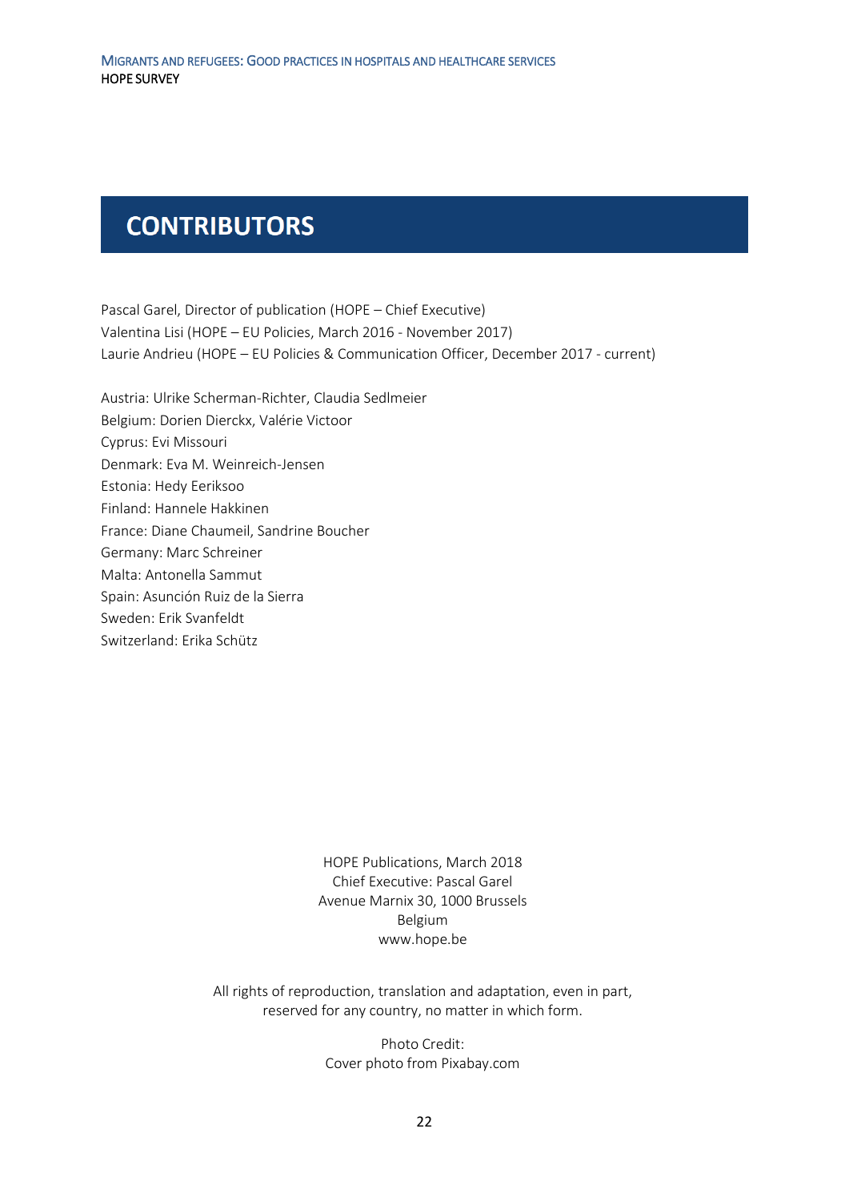# CONTRIBUTORS

Pascal Garel, Director of publication (HOPE – Chief Executive)
Valentina Lisi (HOPE – EU Policies, March 2016 - November 2017)
Laurie Andrieu (HOPE – EU Policies & Communication Officer, December 2017 - current)

Austria: Ulrike Scherman-Richter, Claudia Sedlmeier
Belgium: Dorien Dierckx, Valérie Victoor
Cyprus: Evi Missouri
Denmark: Eva M. Weinreich-Jensen
Estonia: Hedy Eeriksoo
Finland: Hannele Hakkinen
France: Diane Chaumeil, Sandrine Boucher
Germany: Marc Schreiner
Malta: Antonella Sammut
Spain: Asunción Ruiz de la Sierra
Sweden: Erik Svanfeldt
Switzerland: Erika Schütz

HOPE Publications, March 2018
Chief Executive: Pascal Garel
Avenue Marnix 30, 1000 Brussels
Belgium
www.hope.be

All rights of reproduction, translation and adaptation, even in part,
reserved for any country, no matter in which form.

Photo Credit:
Cover photo from Pixabay.com